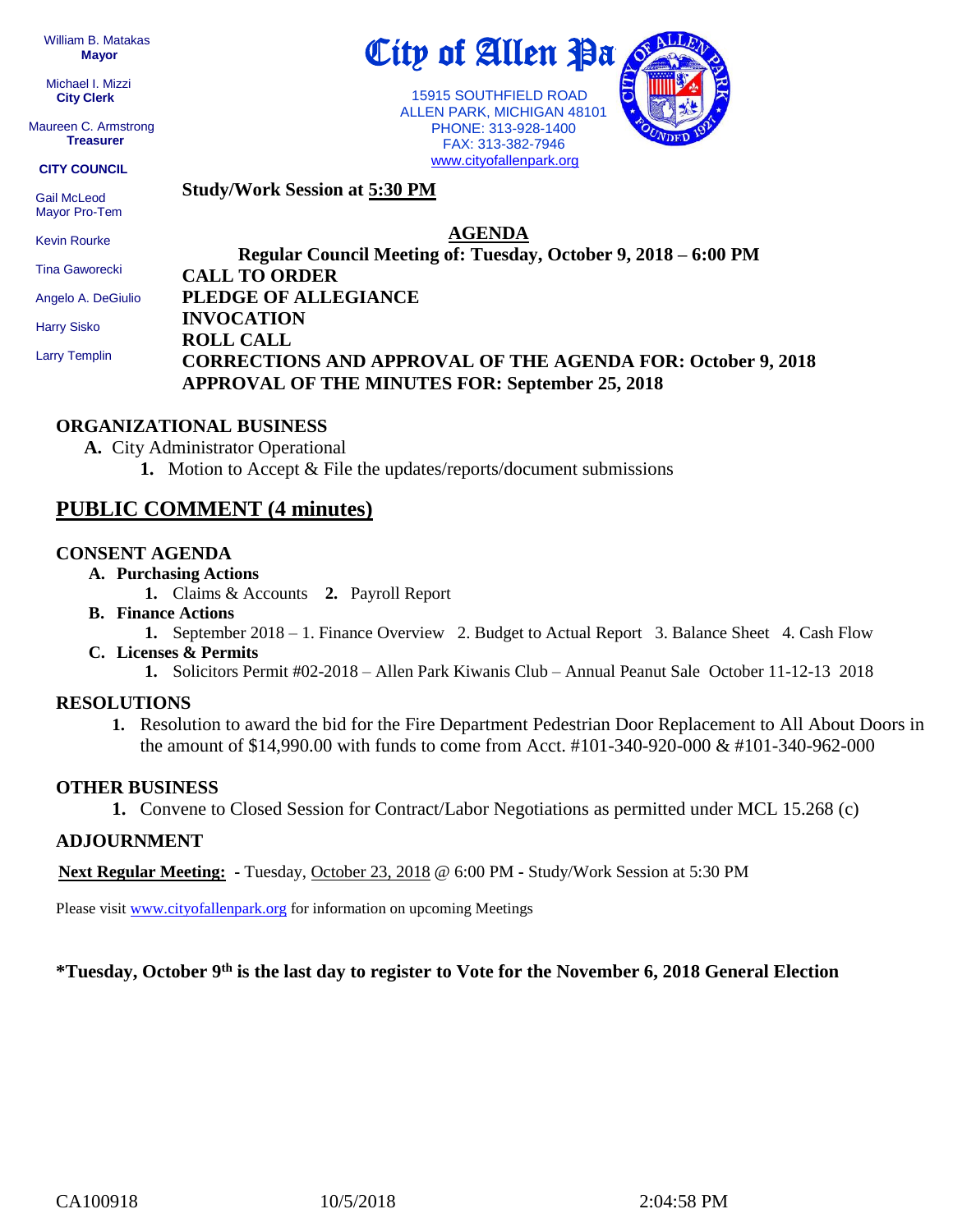William B. Matakas
**Mayor**

Michael I. Mizzi
**City Clerk**

Maureen C. Armstrong
**Treasurer**

**CITY COUNCIL**

Gail McLeod
Mayor Pro-Tem

Kevin Rourke

Tina Gaworecki

Angelo A. DeGiulio

Harry Sisko

Larry Templin

# City of Allen Pa

15915 SOUTHFIELD ROAD
ALLEN PARK, MICHIGAN 48101
PHONE: 313-928-1400
FAX: 313-382-7946
www.cityofallenpark.org

**Study/Work Session at 5:30 PM**

## AGENDA

**Regular Council Meeting of: Tuesday, October 9, 2018 – 6:00 PM**

**CALL TO ORDER**
**PLEDGE OF ALLEGIANCE**
**INVOCATION**
**ROLL CALL**
**CORRECTIONS AND APPROVAL OF THE AGENDA FOR: October 9, 2018**
**APPROVAL OF THE MINUTES FOR: September 25, 2018**

### ORGANIZATIONAL BUSINESS

- **A.** City Administrator Operational
  1. Motion to Accept & File the updates/reports/document submissions

### PUBLIC COMMENT (4 minutes)

### CONSENT AGENDA

- **A. Purchasing Actions**
  **1.** Claims & Accounts **2.** Payroll Report
- **B. Finance Actions**
  **1.** September 2018 – 1. Finance Overview 2. Budget to Actual Report 3. Balance Sheet 4. Cash Flow
- **C. Licenses & Permits**
  **1.** Solicitors Permit #02-2018 – Allen Park Kiwanis Club – Annual Peanut Sale October 11-12-13 2018

### RESOLUTIONS

1. Resolution to award the bid for the Fire Department Pedestrian Door Replacement to All About Doors in the amount of $14,990.00 with funds to come from Acct. #101-340-920-000 & #101-340-962-000

### OTHER BUSINESS

1. Convene to Closed Session for Contract/Labor Negotiations as permitted under MCL 15.268 (c)

### ADJOURNMENT

**Next Regular Meeting:** - Tuesday, October 23, 2018 @ 6:00 PM - Study/Work Session at 5:30 PM

Please visit www.cityofallenpark.org for information on upcoming Meetings

**\*Tuesday, October 9th is the last day to register to Vote for the November 6, 2018 General Election**

CA100918 10/5/2018 2:04:58 PM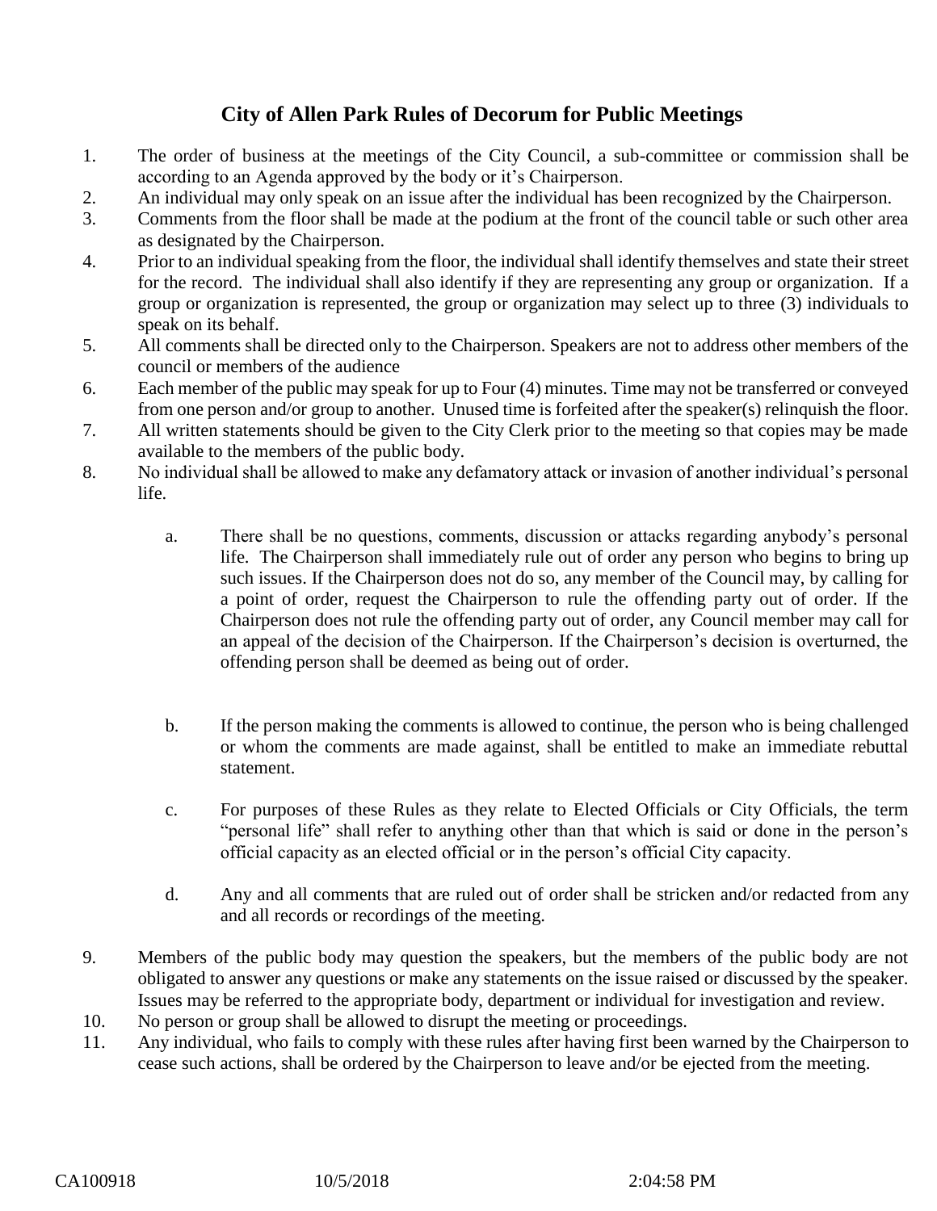# City of Allen Park Rules of Decorum for Public Meetings

1. The order of business at the meetings of the City Council, a sub-committee or commission shall be according to an Agenda approved by the body or it's Chairperson.
2. An individual may only speak on an issue after the individual has been recognized by the Chairperson.
3. Comments from the floor shall be made at the podium at the front of the council table or such other area as designated by the Chairperson.
4. Prior to an individual speaking from the floor, the individual shall identify themselves and state their street for the record. The individual shall also identify if they are representing any group or organization. If a group or organization is represented, the group or organization may select up to three (3) individuals to speak on its behalf.
5. All comments shall be directed only to the Chairperson. Speakers are not to address other members of the council or members of the audience
6. Each member of the public may speak for up to Four (4) minutes. Time may not be transferred or conveyed from one person and/or group to another. Unused time is forfeited after the speaker(s) relinquish the floor.
7. All written statements should be given to the City Clerk prior to the meeting so that copies may be made available to the members of the public body.
8. No individual shall be allowed to make any defamatory attack or invasion of another individual's personal life.

   a. There shall be no questions, comments, discussion or attacks regarding anybody's personal life. The Chairperson shall immediately rule out of order any person who begins to bring up such issues. If the Chairperson does not do so, any member of the Council may, by calling for a point of order, request the Chairperson to rule the offending party out of order. If the Chairperson does not rule the offending party out of order, any Council member may call for an appeal of the decision of the Chairperson. If the Chairperson's decision is overturned, the offending person shall be deemed as being out of order.

   b. If the person making the comments is allowed to continue, the person who is being challenged or whom the comments are made against, shall be entitled to make an immediate rebuttal statement.

   c. For purposes of these Rules as they relate to Elected Officials or City Officials, the term "personal life" shall refer to anything other than that which is said or done in the person's official capacity as an elected official or in the person's official City capacity.

   d. Any and all comments that are ruled out of order shall be stricken and/or redacted from any and all records or recordings of the meeting.

9. Members of the public body may question the speakers, but the members of the public body are not obligated to answer any questions or make any statements on the issue raised or discussed by the speaker. Issues may be referred to the appropriate body, department or individual for investigation and review.
10. No person or group shall be allowed to disrupt the meeting or proceedings.
11. Any individual, who fails to comply with these rules after having first been warned by the Chairperson to cease such actions, shall be ordered by the Chairperson to leave and/or be ejected from the meeting.

CA100918 10/5/2018 2:04:58 PM